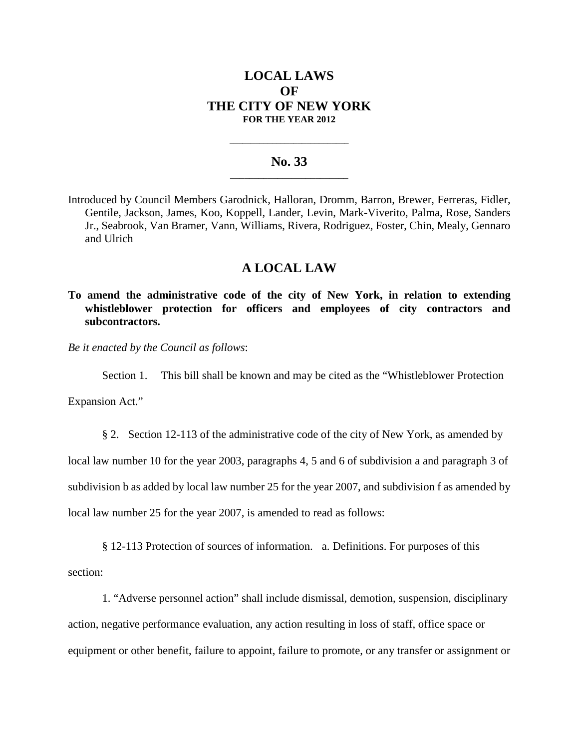# LOCAL LAWS
# OF
# THE CITY OF NEW YORK
**FOR THE YEAR 2012**

---

## No. 33

---

Introduced by Council Members Garodnick, Halloran, Dromm, Barron, Brewer, Ferreras, Fidler, Gentile, Jackson, James, Koo, Koppell, Lander, Levin, Mark-Viverito, Palma, Rose, Sanders Jr., Seabrook, Van Bramer, Vann, Williams, Rivera, Rodriguez, Foster, Chin, Mealy, Gennaro and Ulrich

## A LOCAL LAW

**To amend the administrative code of the city of New York, in relation to extending whistleblower protection for officers and employees of city contractors and subcontractors.**

*Be it enacted by the Council as follows*:

Section 1. This bill shall be known and may be cited as the "Whistleblower Protection Expansion Act."

§ 2. Section 12-113 of the administrative code of the city of New York, as amended by local law number 10 for the year 2003, paragraphs 4, 5 and 6 of subdivision a and paragraph 3 of subdivision b as added by local law number 25 for the year 2007, and subdivision f as amended by local law number 25 for the year 2007, is amended to read as follows:

§ 12-113 Protection of sources of information. a. Definitions. For purposes of this section:

1. "Adverse personnel action" shall include dismissal, demotion, suspension, disciplinary action, negative performance evaluation, any action resulting in loss of staff, office space or equipment or other benefit, failure to appoint, failure to promote, or any transfer or assignment or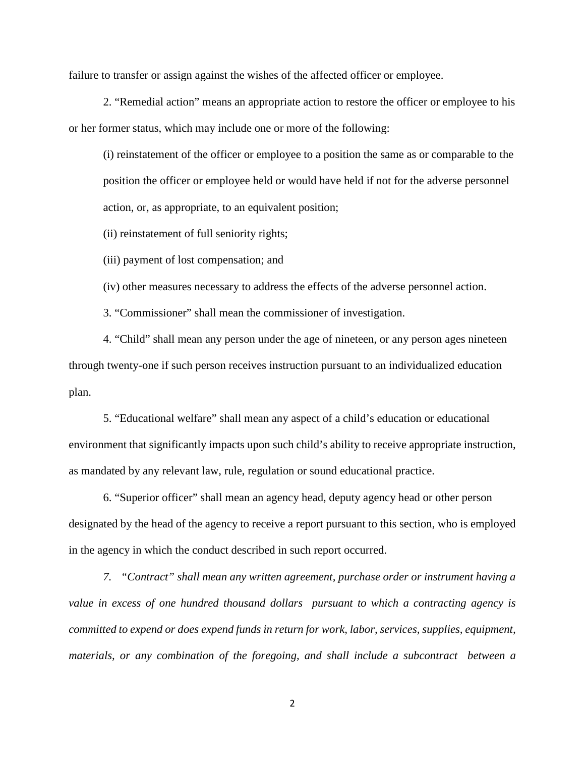failure to transfer or assign against the wishes of the affected officer or employee.

2. "Remedial action" means an appropriate action to restore the officer or employee to his or her former status, which may include one or more of the following:

(i) reinstatement of the officer or employee to a position the same as or comparable to the position the officer or employee held or would have held if not for the adverse personnel action, or, as appropriate, to an equivalent position;

(ii) reinstatement of full seniority rights;

(iii) payment of lost compensation; and

(iv) other measures necessary to address the effects of the adverse personnel action.

3. "Commissioner" shall mean the commissioner of investigation.

4. "Child" shall mean any person under the age of nineteen, or any person ages nineteen through twenty-one if such person receives instruction pursuant to an individualized education plan.

5. "Educational welfare" shall mean any aspect of a child's education or educational environment that significantly impacts upon such child's ability to receive appropriate instruction, as mandated by any relevant law, rule, regulation or sound educational practice.

6. "Superior officer" shall mean an agency head, deputy agency head or other person designated by the head of the agency to receive a report pursuant to this section, who is employed in the agency in which the conduct described in such report occurred.

*7. "Contract" shall mean any written agreement, purchase order or instrument having a value in excess of one hundred thousand dollars pursuant to which a contracting agency is committed to expend or does expend funds in return for work, labor, services, supplies, equipment, materials, or any combination of the foregoing, and shall include a subcontract between a*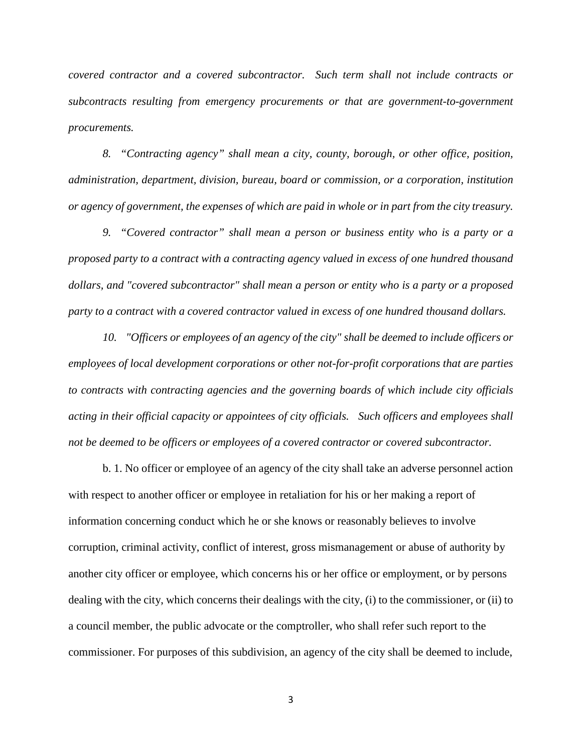*covered contractor and a covered subcontractor. Such term shall not include contracts or subcontracts resulting from emergency procurements or that are government-to-government procurements.*

*8. "Contracting agency" shall mean a city, county, borough, or other office, position, administration, department, division, bureau, board or commission, or a corporation, institution or agency of government, the expenses of which are paid in whole or in part from the city treasury.*

*9. "Covered contractor" shall mean a person or business entity who is a party or a proposed party to a contract with a contracting agency valued in excess of one hundred thousand dollars, and "covered subcontractor" shall mean a person or entity who is a party or a proposed party to a contract with a covered contractor valued in excess of one hundred thousand dollars.*

*10. "Officers or employees of an agency of the city" shall be deemed to include officers or employees of local development corporations or other not-for-profit corporations that are parties to contracts with contracting agencies and the governing boards of which include city officials acting in their official capacity or appointees of city officials. Such officers and employees shall not be deemed to be officers or employees of a covered contractor or covered subcontractor.*

b. 1. No officer or employee of an agency of the city shall take an adverse personnel action with respect to another officer or employee in retaliation for his or her making a report of information concerning conduct which he or she knows or reasonably believes to involve corruption, criminal activity, conflict of interest, gross mismanagement or abuse of authority by another city officer or employee, which concerns his or her office or employment, or by persons dealing with the city, which concerns their dealings with the city, (i) to the commissioner, or (ii) to a council member, the public advocate or the comptroller, who shall refer such report to the commissioner. For purposes of this subdivision, an agency of the city shall be deemed to include,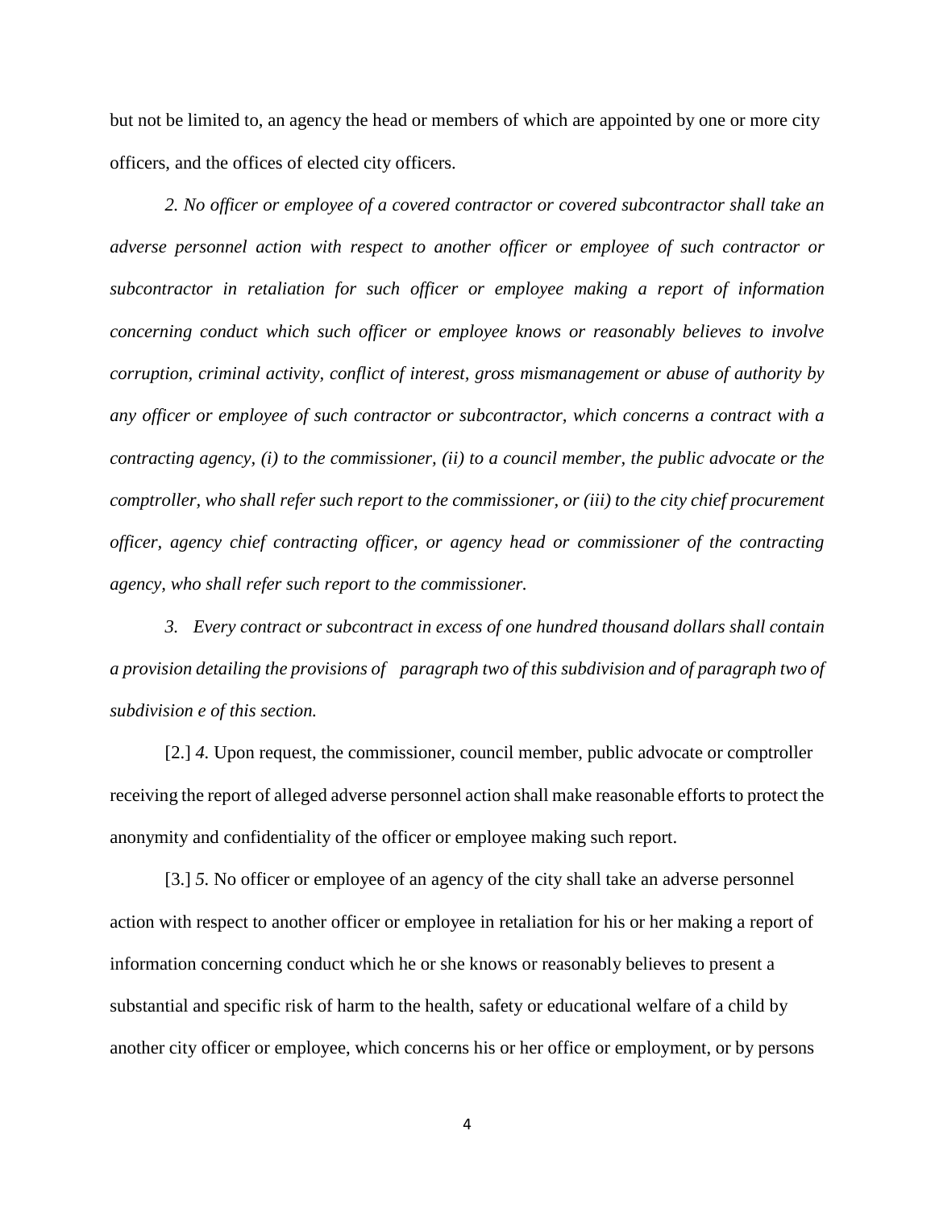but not be limited to, an agency the head or members of which are appointed by one or more city officers, and the offices of elected city officers.

*2. No officer or employee of a covered contractor or covered subcontractor shall take an adverse personnel action with respect to another officer or employee of such contractor or subcontractor in retaliation for such officer or employee making a report of information concerning conduct which such officer or employee knows or reasonably believes to involve corruption, criminal activity, conflict of interest, gross mismanagement or abuse of authority by any officer or employee of such contractor or subcontractor, which concerns a contract with a contracting agency, (i) to the commissioner, (ii) to a council member, the public advocate or the comptroller, who shall refer such report to the commissioner, or (iii) to the city chief procurement officer, agency chief contracting officer, or agency head or commissioner of the contracting agency, who shall refer such report to the commissioner.*

*3. Every contract or subcontract in excess of one hundred thousand dollars shall contain a provision detailing the provisions of paragraph two of this subdivision and of paragraph two of subdivision e of this section.*

[2.] *4.* Upon request, the commissioner, council member, public advocate or comptroller receiving the report of alleged adverse personnel action shall make reasonable efforts to protect the anonymity and confidentiality of the officer or employee making such report.

[3.] *5.* No officer or employee of an agency of the city shall take an adverse personnel action with respect to another officer or employee in retaliation for his or her making a report of information concerning conduct which he or she knows or reasonably believes to present a substantial and specific risk of harm to the health, safety or educational welfare of a child by another city officer or employee, which concerns his or her office or employment, or by persons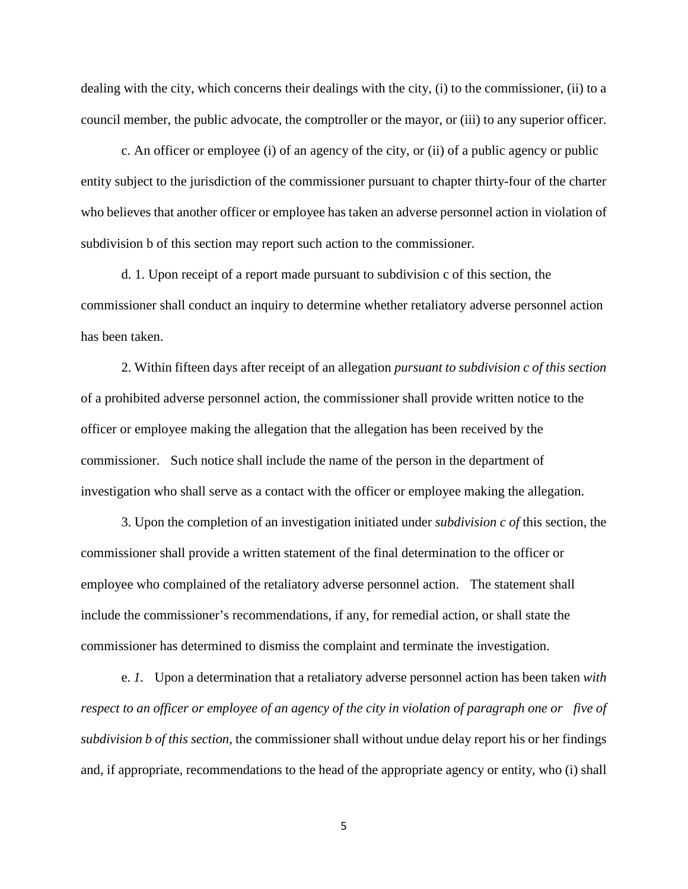dealing with the city, which concerns their dealings with the city, (i) to the commissioner, (ii) to a council member, the public advocate, the comptroller or the mayor, or (iii) to any superior officer.

c. An officer or employee (i) of an agency of the city, or (ii) of a public agency or public entity subject to the jurisdiction of the commissioner pursuant to chapter thirty-four of the charter who believes that another officer or employee has taken an adverse personnel action in violation of subdivision b of this section may report such action to the commissioner.

d. 1. Upon receipt of a report made pursuant to subdivision c of this section, the commissioner shall conduct an inquiry to determine whether retaliatory adverse personnel action has been taken.

2. Within fifteen days after receipt of an allegation *pursuant to subdivision c of this section* of a prohibited adverse personnel action, the commissioner shall provide written notice to the officer or employee making the allegation that the allegation has been received by the commissioner. Such notice shall include the name of the person in the department of investigation who shall serve as a contact with the officer or employee making the allegation.

3. Upon the completion of an investigation initiated under *subdivision c of* this section, the commissioner shall provide a written statement of the final determination to the officer or employee who complained of the retaliatory adverse personnel action. The statement shall include the commissioner's recommendations, if any, for remedial action, or shall state the commissioner has determined to dismiss the complaint and terminate the investigation.

e. *1.* Upon a determination that a retaliatory adverse personnel action has been taken *with respect to an officer or employee of an agency of the city in violation of paragraph one or five of subdivision b of this section*, the commissioner shall without undue delay report his or her findings and, if appropriate, recommendations to the head of the appropriate agency or entity, who (i) shall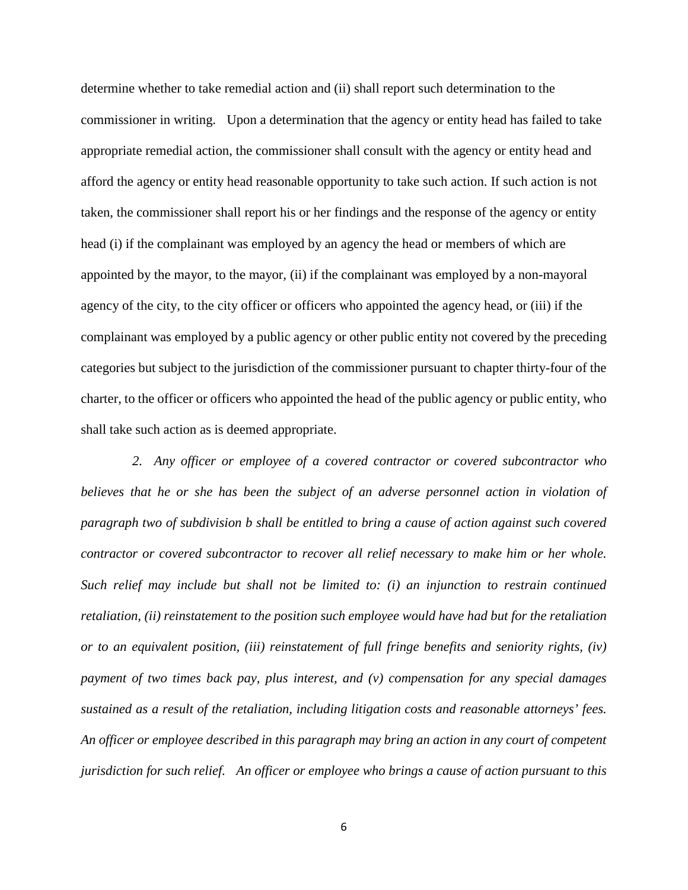determine whether to take remedial action and (ii) shall report such determination to the commissioner in writing. Upon a determination that the agency or entity head has failed to take appropriate remedial action, the commissioner shall consult with the agency or entity head and afford the agency or entity head reasonable opportunity to take such action. If such action is not taken, the commissioner shall report his or her findings and the response of the agency or entity head (i) if the complainant was employed by an agency the head or members of which are appointed by the mayor, to the mayor, (ii) if the complainant was employed by a non-mayoral agency of the city, to the city officer or officers who appointed the agency head, or (iii) if the complainant was employed by a public agency or other public entity not covered by the preceding categories but subject to the jurisdiction of the commissioner pursuant to chapter thirty-four of the charter, to the officer or officers who appointed the head of the public agency or public entity, who shall take such action as is deemed appropriate.

*2. Any officer or employee of a covered contractor or covered subcontractor who believes that he or she has been the subject of an adverse personnel action in violation of paragraph two of subdivision b shall be entitled to bring a cause of action against such covered contractor or covered subcontractor to recover all relief necessary to make him or her whole. Such relief may include but shall not be limited to: (i) an injunction to restrain continued retaliation, (ii) reinstatement to the position such employee would have had but for the retaliation or to an equivalent position, (iii) reinstatement of full fringe benefits and seniority rights, (iv) payment of two times back pay, plus interest, and (v) compensation for any special damages sustained as a result of the retaliation, including litigation costs and reasonable attorneys' fees. An officer or employee described in this paragraph may bring an action in any court of competent jurisdiction for such relief. An officer or employee who brings a cause of action pursuant to this*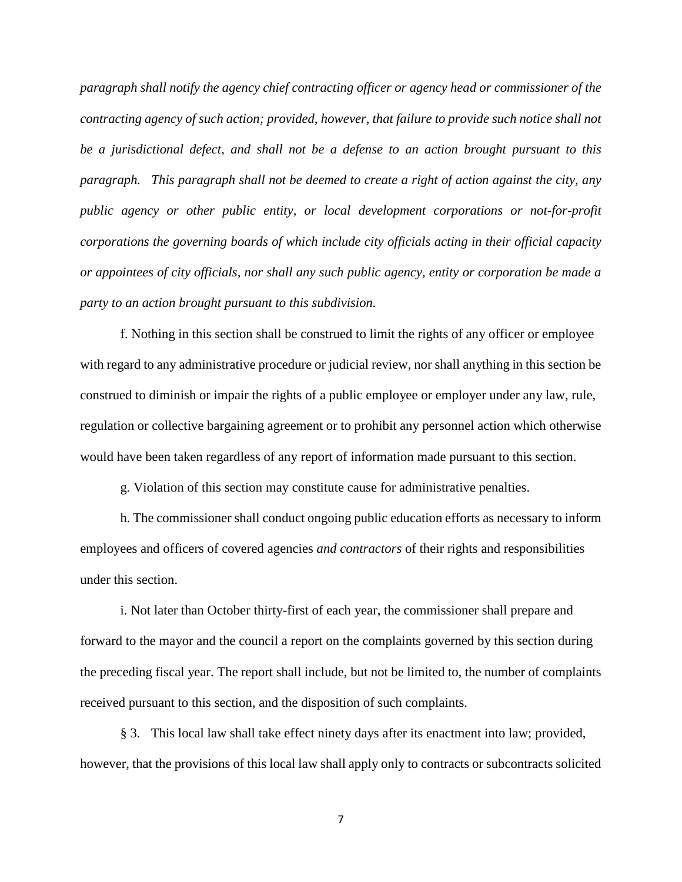*paragraph shall notify the agency chief contracting officer or agency head or commissioner of the contracting agency of such action; provided, however, that failure to provide such notice shall not be a jurisdictional defect, and shall not be a defense to an action brought pursuant to this paragraph. This paragraph shall not be deemed to create a right of action against the city, any public agency or other public entity, or local development corporations or not-for-profit corporations the governing boards of which include city officials acting in their official capacity or appointees of city officials, nor shall any such public agency, entity or corporation be made a party to an action brought pursuant to this subdivision.*

f. Nothing in this section shall be construed to limit the rights of any officer or employee with regard to any administrative procedure or judicial review, nor shall anything in this section be construed to diminish or impair the rights of a public employee or employer under any law, rule, regulation or collective bargaining agreement or to prohibit any personnel action which otherwise would have been taken regardless of any report of information made pursuant to this section.

g. Violation of this section may constitute cause for administrative penalties.

h. The commissioner shall conduct ongoing public education efforts as necessary to inform employees and officers of covered agencies *and contractors* of their rights and responsibilities under this section.

i. Not later than October thirty-first of each year, the commissioner shall prepare and forward to the mayor and the council a report on the complaints governed by this section during the preceding fiscal year. The report shall include, but not be limited to, the number of complaints received pursuant to this section, and the disposition of such complaints.

§ 3. This local law shall take effect ninety days after its enactment into law; provided, however, that the provisions of this local law shall apply only to contracts or subcontracts solicited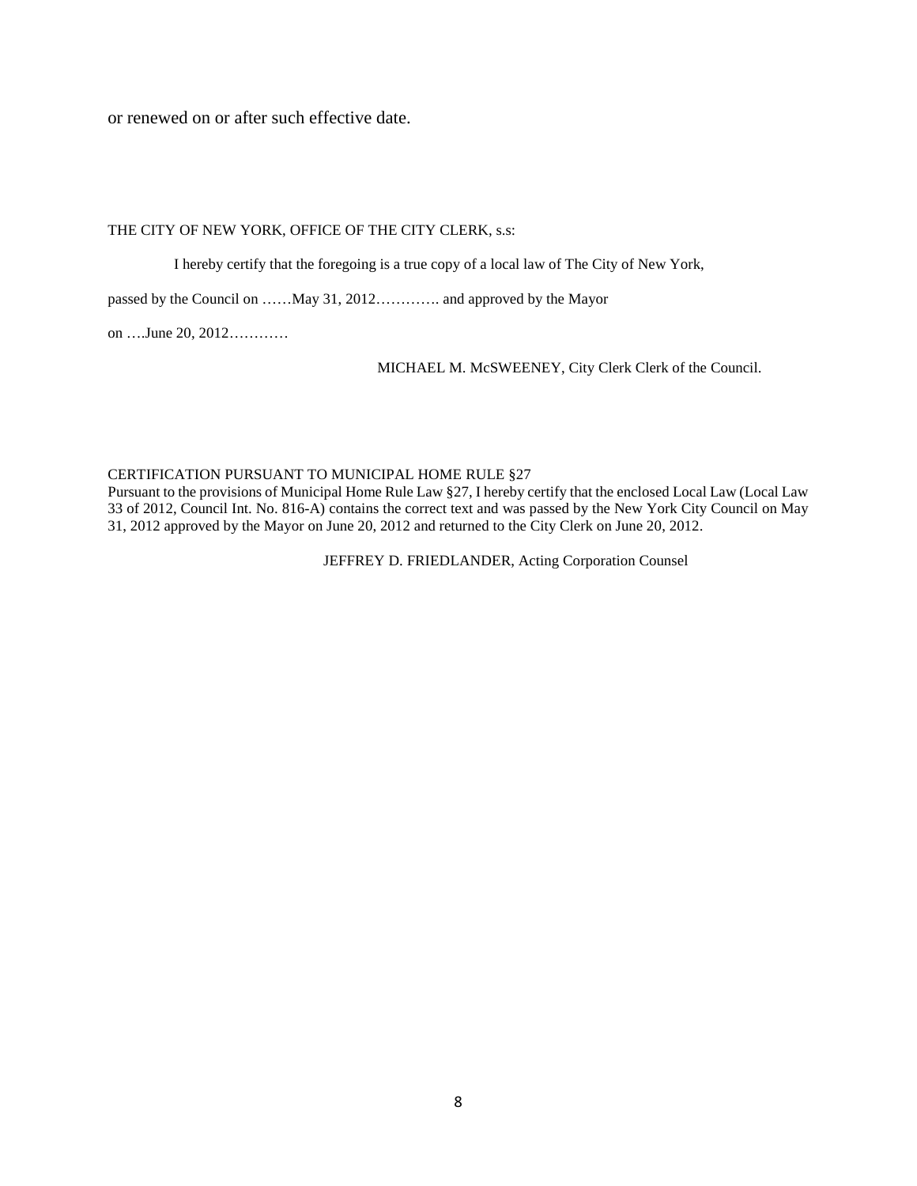or renewed on or after such effective date.

THE CITY OF NEW YORK, OFFICE OF THE CITY CLERK, s.s:

I hereby certify that the foregoing is a true copy of a local law of The City of New York,

passed by the Council on ……May 31, 2012…………. and approved by the Mayor

on ….June 20, 2012…………

MICHAEL M. McSWEENEY, City Clerk Clerk of the Council.

CERTIFICATION PURSUANT TO MUNICIPAL HOME RULE §27

Pursuant to the provisions of Municipal Home Rule Law §27, I hereby certify that the enclosed Local Law (Local Law 33 of 2012, Council Int. No. 816-A) contains the correct text and was passed by the New York City Council on May 31, 2012 approved by the Mayor on June 20, 2012 and returned to the City Clerk on June 20, 2012.

JEFFREY D. FRIEDLANDER, Acting Corporation Counsel